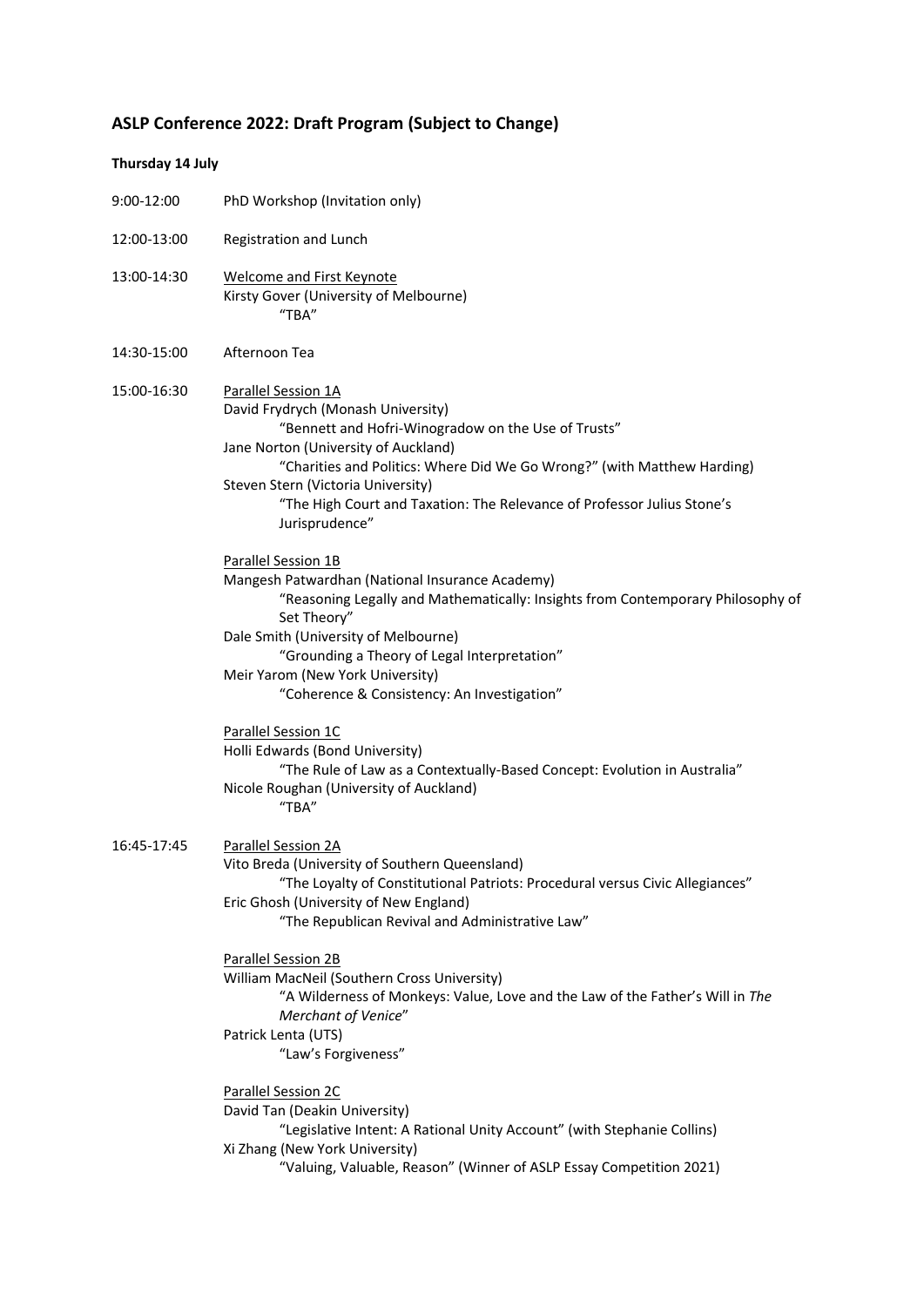## ASLP Conference 2022: Draft Program (Subject to Change)

**Thursday 14 July**

9:00-12:00 PhD Workshop (Invitation only)

12:00-13:00 Registration and Lunch

13:00-14:30 Welcome and First Keynote

Kirsty Gover (University of Melbourne)
"TBA"

14:30-15:00 Afternoon Tea

15:00-16:30 Parallel Session 1A

David Frydrych (Monash University)
"Bennett and Hofri-Winogradow on the Use of Trusts"

Jane Norton (University of Auckland)
"Charities and Politics: Where Did We Go Wrong?" (with Matthew Harding)

Steven Stern (Victoria University)
"The High Court and Taxation: The Relevance of Professor Julius Stone's Jurisprudence"

Parallel Session 1B

Mangesh Patwardhan (National Insurance Academy)
"Reasoning Legally and Mathematically: Insights from Contemporary Philosophy of Set Theory"

Dale Smith (University of Melbourne)
"Grounding a Theory of Legal Interpretation"

Meir Yarom (New York University)
"Coherence & Consistency: An Investigation"

Parallel Session 1C

Holli Edwards (Bond University)
"The Rule of Law as a Contextually-Based Concept: Evolution in Australia"

Nicole Roughan (University of Auckland)
"TBA"

16:45-17:45 Parallel Session 2A

Vito Breda (University of Southern Queensland)
"The Loyalty of Constitutional Patriots: Procedural versus Civic Allegiances"

Eric Ghosh (University of New England)
"The Republican Revival and Administrative Law"

Parallel Session 2B

William MacNeil (Southern Cross University)
"A Wilderness of Monkeys: Value, Love and the Law of the Father's Will in *The Merchant of Venice*"

Patrick Lenta (UTS)
"Law's Forgiveness"

Parallel Session 2C

David Tan (Deakin University)
"Legislative Intent: A Rational Unity Account" (with Stephanie Collins)

Xi Zhang (New York University)
"Valuing, Valuable, Reason" (Winner of ASLP Essay Competition 2021)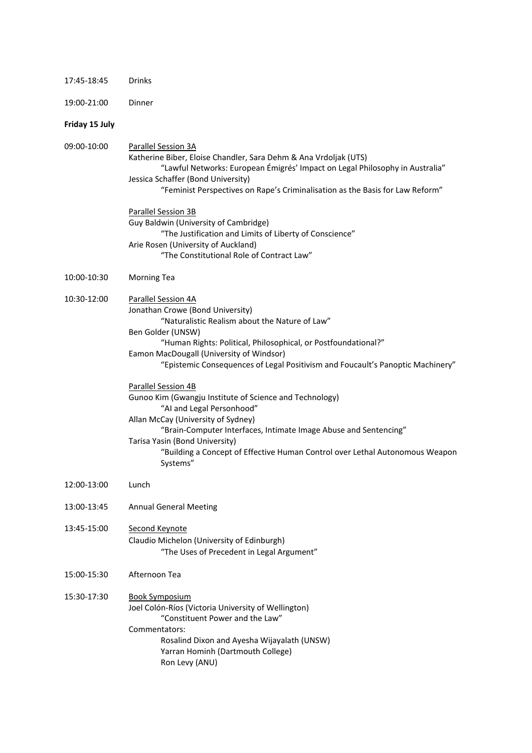17:45-18:45 Drinks

19:00-21:00 Dinner

**Friday 15 July**

09:00-10:00 Parallel Session 3A

Katherine Biber, Eloise Chandler, Sara Dehm & Ana Vrdoljak (UTS)
"Lawful Networks: European Émigrés' Impact on Legal Philosophy in Australia"

Jessica Schaffer (Bond University)
"Feminist Perspectives on Rape's Criminalisation as the Basis for Law Reform"

Parallel Session 3B

Guy Baldwin (University of Cambridge)
"The Justification and Limits of Liberty of Conscience"

Arie Rosen (University of Auckland)
"The Constitutional Role of Contract Law"

10:00-10:30 Morning Tea

10:30-12:00 Parallel Session 4A

Jonathan Crowe (Bond University)
"Naturalistic Realism about the Nature of Law"

Ben Golder (UNSW)
"Human Rights: Political, Philosophical, or Postfoundational?"

Eamon MacDougall (University of Windsor)
"Epistemic Consequences of Legal Positivism and Foucault's Panoptic Machinery"

Parallel Session 4B

Gunoo Kim (Gwangju Institute of Science and Technology)
"AI and Legal Personhood"

Allan McCay (University of Sydney)
"Brain-Computer Interfaces, Intimate Image Abuse and Sentencing"

Tarisa Yasin (Bond University)
"Building a Concept of Effective Human Control over Lethal Autonomous Weapon Systems"

12:00-13:00 Lunch

13:00-13:45 Annual General Meeting

13:45-15:00 Second Keynote

Claudio Michelon (University of Edinburgh)
"The Uses of Precedent in Legal Argument"

15:00-15:30 Afternoon Tea

15:30-17:30 Book Symposium

Joel Colón-Ríos (Victoria University of Wellington)
"Constituent Power and the Law"

Commentators:
Rosalind Dixon and Ayesha Wijayalath (UNSW)
Yarran Hominh (Dartmouth College)
Ron Levy (ANU)